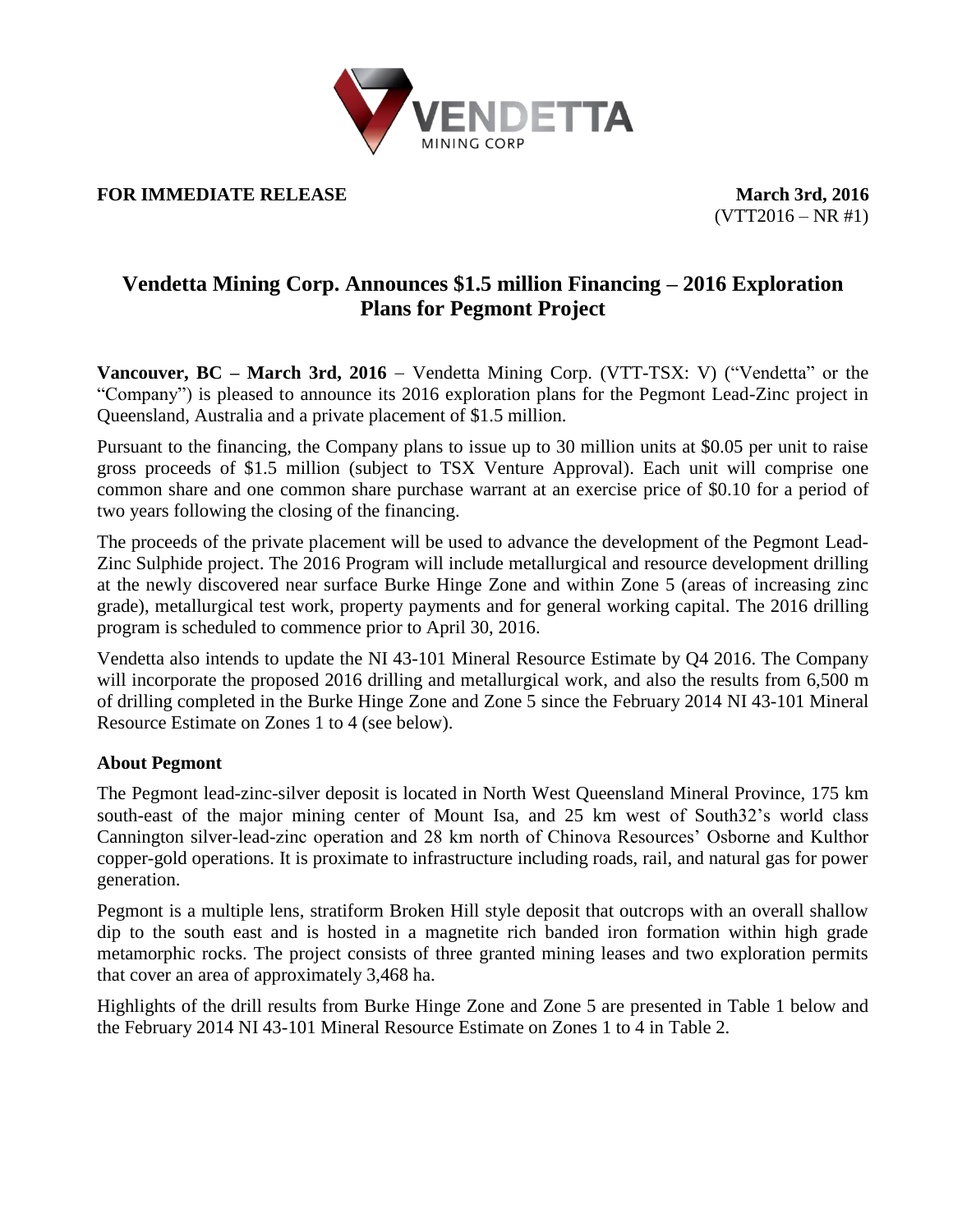**FOR IMMEDIATE RELEASE** **March 3rd, 2016**

(VTT2016 – NR #1)

# Vendetta Mining Corp. Announces $1.5 million Financing – 2016 Exploration Plans for Pegmont Project

**Vancouver, BC – March 3rd, 2016** – Vendetta Mining Corp. (VTT-TSX: V) ("Vendetta" or the "Company") is pleased to announce its 2016 exploration plans for the Pegmont Lead-Zinc project in Queensland, Australia and a private placement of $1.5 million.

Pursuant to the financing, the Company plans to issue up to 30 million units at $0.05 per unit to raise gross proceeds of $1.5 million (subject to TSX Venture Approval). Each unit will comprise one common share and one common share purchase warrant at an exercise price of $0.10 for a period of two years following the closing of the financing.

The proceeds of the private placement will be used to advance the development of the Pegmont Lead-Zinc Sulphide project. The 2016 Program will include metallurgical and resource development drilling at the newly discovered near surface Burke Hinge Zone and within Zone 5 (areas of increasing zinc grade), metallurgical test work, property payments and for general working capital. The 2016 drilling program is scheduled to commence prior to April 30, 2016.

Vendetta also intends to update the NI 43-101 Mineral Resource Estimate by Q4 2016. The Company will incorporate the proposed 2016 drilling and metallurgical work, and also the results from 6,500 m of drilling completed in the Burke Hinge Zone and Zone 5 since the February 2014 NI 43-101 Mineral Resource Estimate on Zones 1 to 4 (see below).

## About Pegmont

The Pegmont lead-zinc-silver deposit is located in North West Queensland Mineral Province, 175 km south-east of the major mining center of Mount Isa, and 25 km west of South32's world class Cannington silver-lead-zinc operation and 28 km north of Chinova Resources' Osborne and Kulthor copper-gold operations. It is proximate to infrastructure including roads, rail, and natural gas for power generation.

Pegmont is a multiple lens, stratiform Broken Hill style deposit that outcrops with an overall shallow dip to the south east and is hosted in a magnetite rich banded iron formation within high grade metamorphic rocks. The project consists of three granted mining leases and two exploration permits that cover an area of approximately 3,468 ha.

Highlights of the drill results from Burke Hinge Zone and Zone 5 are presented in Table 1 below and the February 2014 NI 43-101 Mineral Resource Estimate on Zones 1 to 4 in Table 2.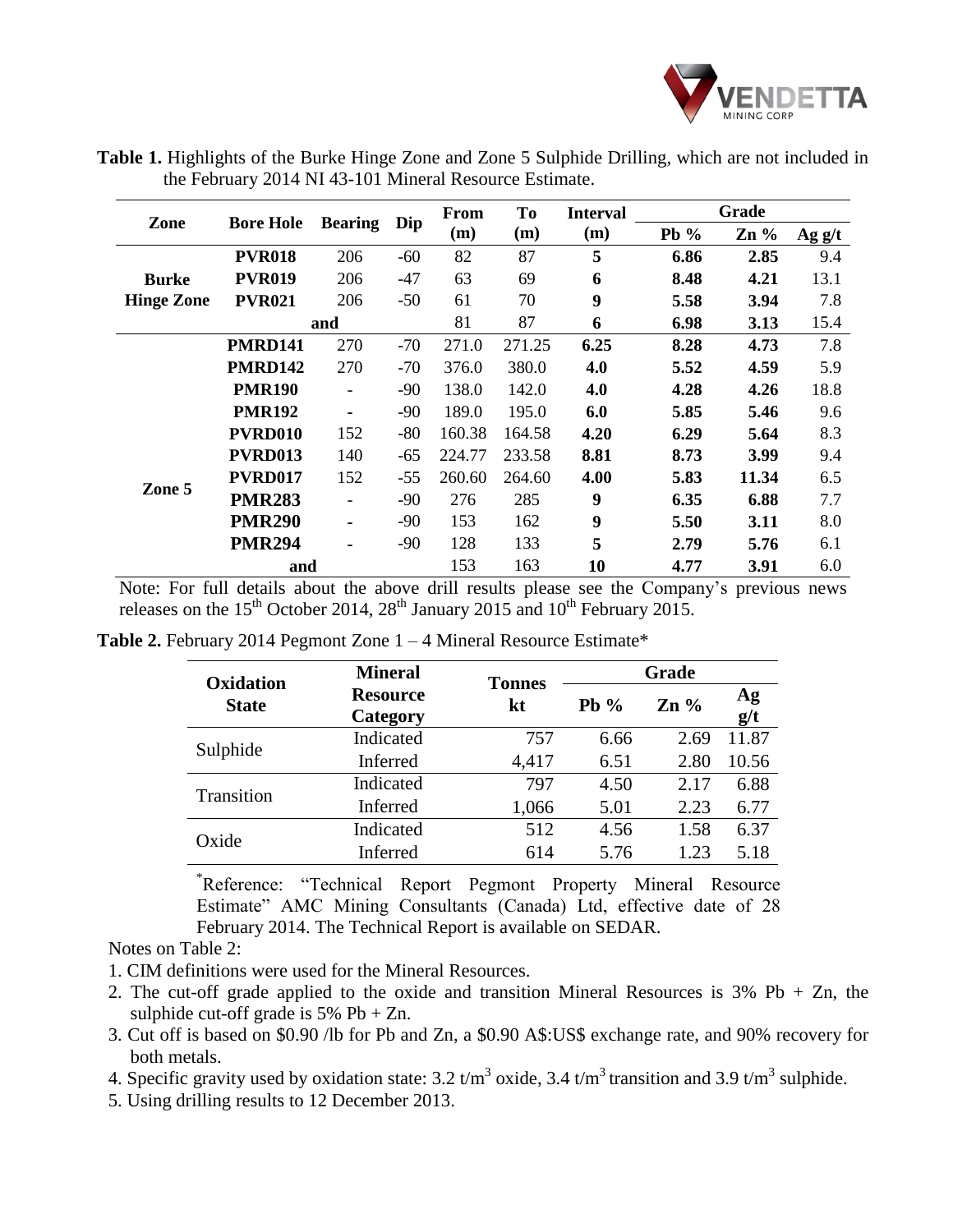**Table 1.** Highlights of the Burke Hinge Zone and Zone 5 Sulphide Drilling, which are not included in the February 2014 NI 43-101 Mineral Resource Estimate.

| Zone | Bore Hole | Bearing | Dip | From (m) | To (m) | Interval (m) | Grade | | |
|---|---|---|---|---|---|---|---|---|---|
| | | | | | | | Pb % | Zn % | Ag g/t |
| Burke Hinge Zone | **PVR018** | 206 | -60 | 82 | 87 | **5** | **6.86** | **2.85** | 9.4 |
| | **PVR019** | 206 | -47 | 63 | 69 | **6** | **8.48** | **4.21** | 13.1 |
| | **PVR021** | 206 | -50 | 61 | 70 | **9** | **5.58** | **3.94** | 7.8 |
| | **and** | | | 81 | 87 | **6** | **6.98** | **3.13** | 15.4 |
| Zone 5 | **PMRD141** | 270 | -70 | 271.0 | 271.25 | **6.25** | **8.28** | **4.73** | 7.8 |
| | **PMRD142** | 270 | -70 | 376.0 | 380.0 | **4.0** | **5.52** | **4.59** | 5.9 |
| | **PMR190** | - | -90 | 138.0 | 142.0 | **4.0** | **4.28** | **4.26** | 18.8 |
| | **PMR192** | - | -90 | 189.0 | 195.0 | **6.0** | **5.85** | **5.46** | 9.6 |
| | **PVRD010** | 152 | -80 | 160.38 | 164.58 | **4.20** | **6.29** | **5.64** | 8.3 |
| | **PVRD013** | 140 | -65 | 224.77 | 233.58 | **8.81** | **8.73** | **3.99** | 9.4 |
| | **PVRD017** | 152 | -55 | 260.60 | 264.60 | **4.00** | **5.83** | **11.34** | 6.5 |
| | **PMR283** | - | -90 | 276 | 285 | **9** | **6.35** | **6.88** | 7.7 |
| | **PMR290** | - | -90 | 153 | 162 | **9** | **5.50** | **3.11** | 8.0 |
| | **PMR294** | - | -90 | 128 | 133 | **5** | **2.79** | **5.76** | 6.1 |
| | **and** | | | 153 | 163 | **10** | **4.77** | **3.91** | 6.0 |

Note: For full details about the above drill results please see the Company's previous news releases on the 15th October 2014, 28th January 2015 and 10th February 2015.

**Table 2.** February 2014 Pegmont Zone 1 – 4 Mineral Resource Estimate*

| Oxidation State | Mineral Resource Category | Tonnes kt | Grade | | |
|---|---|---|---|---|---|
| | | | Pb % | Zn % | Ag g/t |
| Sulphide | Indicated | 757 | 6.66 | 2.69 | 11.87 |
| | Inferred | 4,417 | 6.51 | 2.80 | 10.56 |
| Transition | Indicated | 797 | 4.50 | 2.17 | 6.88 |
| | Inferred | 1,066 | 5.01 | 2.23 | 6.77 |
| Oxide | Indicated | 512 | 4.56 | 1.58 | 6.37 |
| | Inferred | 614 | 5.76 | 1.23 | 5.18 |

*Reference: "Technical Report Pegmont Property Mineral Resource Estimate" AMC Mining Consultants (Canada) Ltd, effective date of 28 February 2014. The Technical Report is available on SEDAR.

Notes on Table 2:

1. CIM definitions were used for the Mineral Resources.
2. The cut-off grade applied to the oxide and transition Mineral Resources is 3% Pb + Zn, the sulphide cut-off grade is 5% Pb + Zn.
3. Cut off is based on $0.90 /lb for Pb and Zn, a $0.90 A$:US$ exchange rate, and 90% recovery for both metals.
4. Specific gravity used by oxidation state: 3.2 $t/m^3$ oxide, 3.4 $t/m^3$ transition and 3.9 $t/m^3$ sulphide.
5. Using drilling results to 12 December 2013.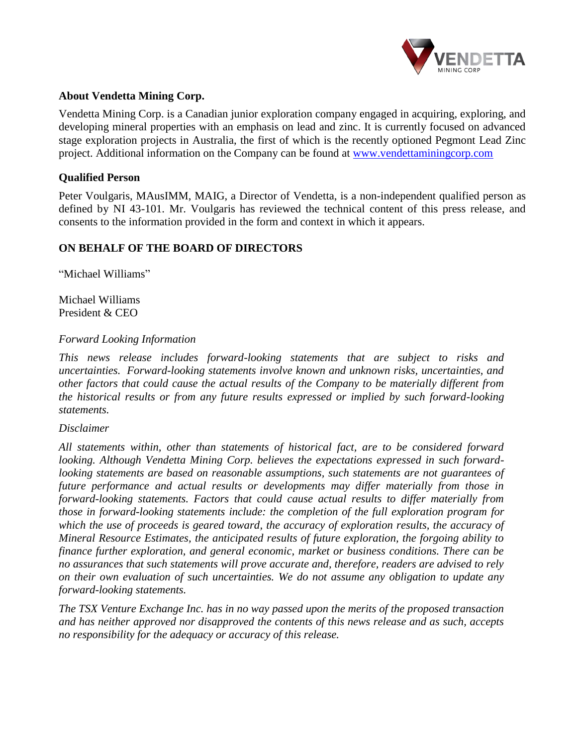### About Vendetta Mining Corp.

Vendetta Mining Corp. is a Canadian junior exploration company engaged in acquiring, exploring, and developing mineral properties with an emphasis on lead and zinc. It is currently focused on advanced stage exploration projects in Australia, the first of which is the recently optioned Pegmont Lead Zinc project. Additional information on the Company can be found at [www.vendettaminingcorp.com](www.vendettaminingcorp.com)

### Qualified Person

Peter Voulgaris, MAusIMM, MAIG, a Director of Vendetta, is a non-independent qualified person as defined by NI 43-101. Mr. Voulgaris has reviewed the technical content of this press release, and consents to the information provided in the form and context in which it appears.

### ON BEHALF OF THE BOARD OF DIRECTORS

"Michael Williams"

Michael Williams
President & CEO

*Forward Looking Information*

*This news release includes forward-looking statements that are subject to risks and uncertainties. Forward-looking statements involve known and unknown risks, uncertainties, and other factors that could cause the actual results of the Company to be materially different from the historical results or from any future results expressed or implied by such forward-looking statements.*

*Disclaimer*

*All statements within, other than statements of historical fact, are to be considered forward looking. Although Vendetta Mining Corp. believes the expectations expressed in such forward-looking statements are based on reasonable assumptions, such statements are not guarantees of future performance and actual results or developments may differ materially from those in forward-looking statements. Factors that could cause actual results to differ materially from those in forward-looking statements include: the completion of the full exploration program for which the use of proceeds is geared toward, the accuracy of exploration results, the accuracy of Mineral Resource Estimates, the anticipated results of future exploration, the forgoing ability to finance further exploration, and general economic, market or business conditions. There can be no assurances that such statements will prove accurate and, therefore, readers are advised to rely on their own evaluation of such uncertainties. We do not assume any obligation to update any forward-looking statements.*

*The TSX Venture Exchange Inc. has in no way passed upon the merits of the proposed transaction and has neither approved nor disapproved the contents of this news release and as such, accepts no responsibility for the adequacy or accuracy of this release.*